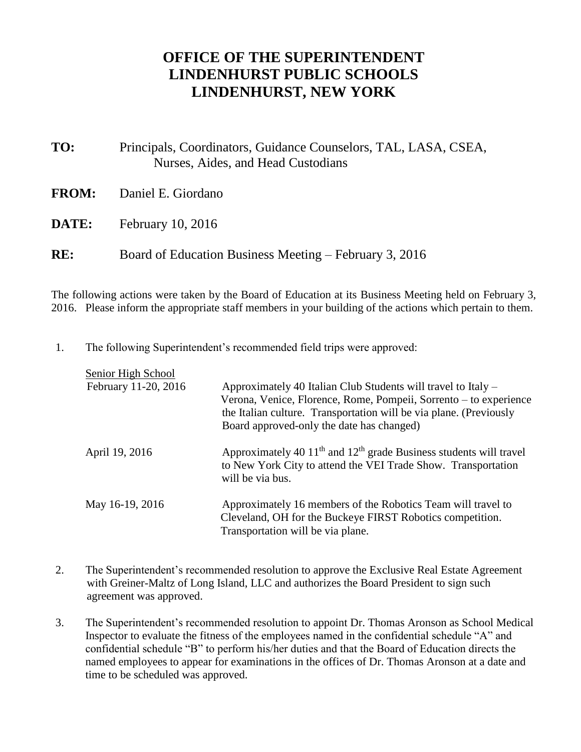# OFFICE OF THE SUPERINTENDENT
# LINDENHURST PUBLIC SCHOOLS
# LINDENHURST, NEW YORK

**TO:** Principals, Coordinators, Guidance Counselors, TAL, LASA, CSEA, Nurses, Aides, and Head Custodians

**FROM:** Daniel E. Giordano

**DATE:** February 10, 2016

**RE:** Board of Education Business Meeting – February 3, 2016

The following actions were taken by the Board of Education at its Business Meeting held on February 3, 2016. Please inform the appropriate staff members in your building of the actions which pertain to them.

1. The following Superintendent's recommended field trips were approved:

   Senior High School

   | | |
   |---|---|
   | February 11-20, 2016 | Approximately 40 Italian Club Students will travel to Italy – Verona, Venice, Florence, Rome, Pompeii, Sorrento – to experience the Italian culture. Transportation will be via plane. (Previously Board approved-only the date has changed) |
   | April 19, 2016 | Approximately 40 11th and 12th grade Business students will travel to New York City to attend the VEI Trade Show. Transportation will be via bus. |
   | May 16-19, 2016 | Approximately 16 members of the Robotics Team will travel to Cleveland, OH for the Buckeye FIRST Robotics competition. Transportation will be via plane. |

2. The Superintendent's recommended resolution to approve the Exclusive Real Estate Agreement with Greiner-Maltz of Long Island, LLC and authorizes the Board President to sign such agreement was approved.

3. The Superintendent's recommended resolution to appoint Dr. Thomas Aronson as School Medical Inspector to evaluate the fitness of the employees named in the confidential schedule "A" and confidential schedule "B" to perform his/her duties and that the Board of Education directs the named employees to appear for examinations in the offices of Dr. Thomas Aronson at a date and time to be scheduled was approved.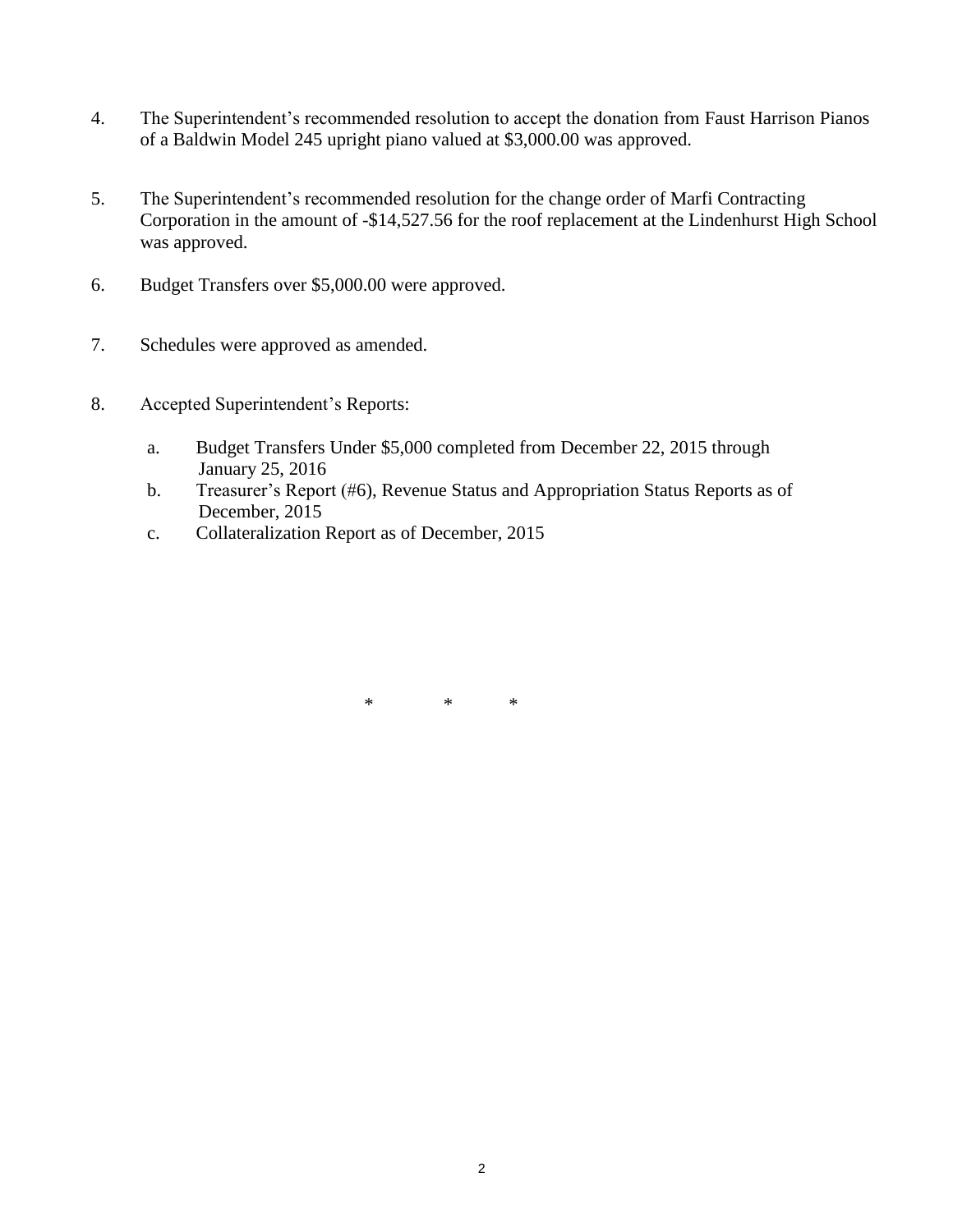4. The Superintendent's recommended resolution to accept the donation from Faust Harrison Pianos of a Baldwin Model 245 upright piano valued at $3,000.00 was approved.

5. The Superintendent's recommended resolution for the change order of Marfi Contracting Corporation in the amount of -$14,527.56 for the roof replacement at the Lindenhurst High School was approved.

6. Budget Transfers over $5,000.00 were approved.

7. Schedules were approved as amended.

8. Accepted Superintendent's Reports:

   a. Budget Transfers Under $5,000 completed from December 22, 2015 through January 25, 2016
   b. Treasurer's Report (#6), Revenue Status and Appropriation Status Reports as of December, 2015
   c. Collateralization Report as of December, 2015

\* \* \*